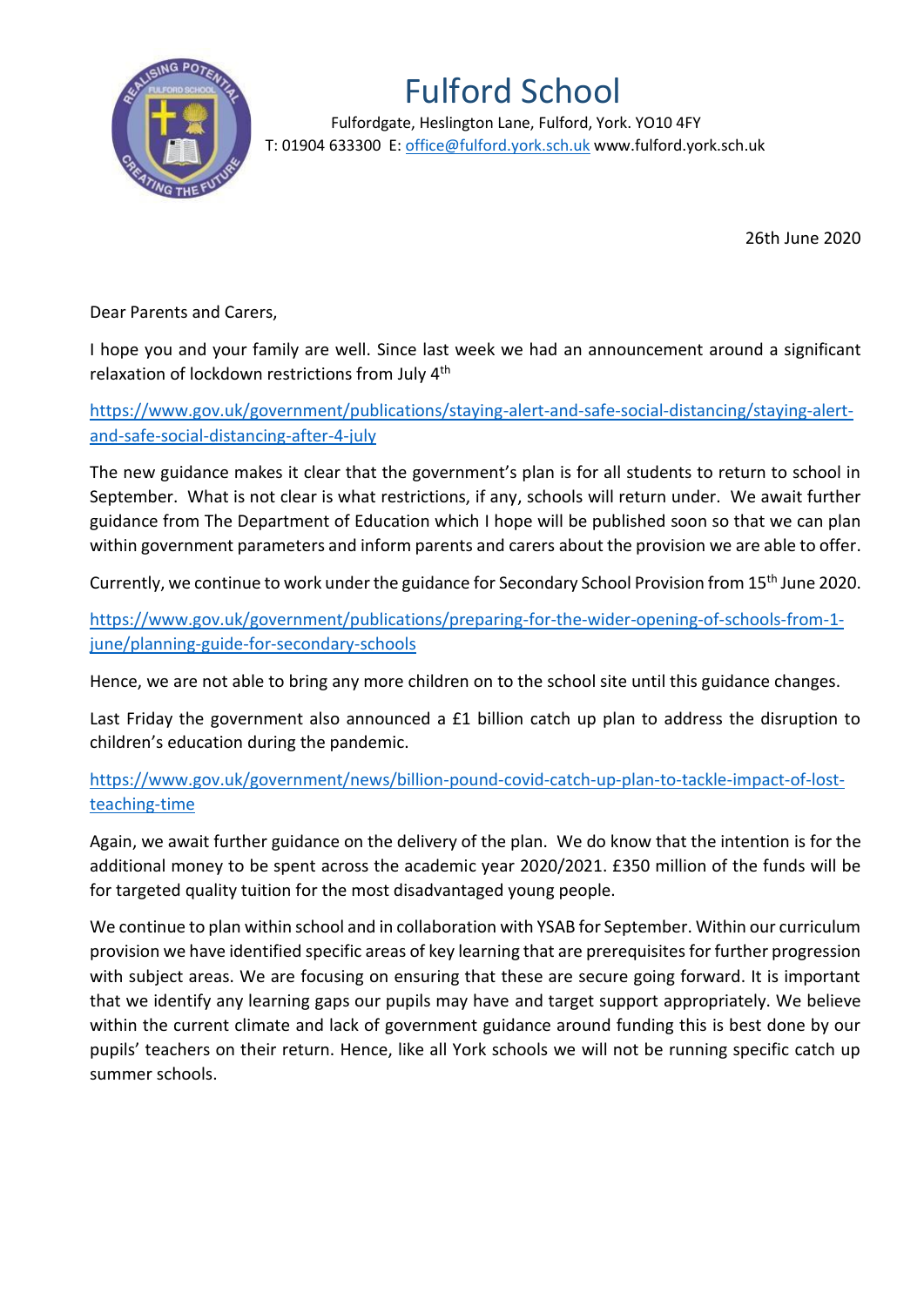# Fulford School

Fulfordgate, Heslington Lane, Fulford, York. YO10 4FY
T: 01904 633300 E: office@fulford.york.sch.uk www.fulford.york.sch.uk

26th June 2020

Dear Parents and Carers,

I hope you and your family are well. Since last week we had an announcement around a significant relaxation of lockdown restrictions from July 4th

https://www.gov.uk/government/publications/staying-alert-and-safe-social-distancing/staying-alert-and-safe-social-distancing-after-4-july

The new guidance makes it clear that the government's plan is for all students to return to school in September. What is not clear is what restrictions, if any, schools will return under. We await further guidance from The Department of Education which I hope will be published soon so that we can plan within government parameters and inform parents and carers about the provision we are able to offer.

Currently, we continue to work under the guidance for Secondary School Provision from 15th June 2020.

https://www.gov.uk/government/publications/preparing-for-the-wider-opening-of-schools-from-1-june/planning-guide-for-secondary-schools

Hence, we are not able to bring any more children on to the school site until this guidance changes.

Last Friday the government also announced a £1 billion catch up plan to address the disruption to children's education during the pandemic.

https://www.gov.uk/government/news/billion-pound-covid-catch-up-plan-to-tackle-impact-of-lost-teaching-time

Again, we await further guidance on the delivery of the plan. We do know that the intention is for the additional money to be spent across the academic year 2020/2021. £350 million of the funds will be for targeted quality tuition for the most disadvantaged young people.

We continue to plan within school and in collaboration with YSAB for September. Within our curriculum provision we have identified specific areas of key learning that are prerequisites for further progression with subject areas. We are focusing on ensuring that these are secure going forward. It is important that we identify any learning gaps our pupils may have and target support appropriately. We believe within the current climate and lack of government guidance around funding this is best done by our pupils' teachers on their return. Hence, like all York schools we will not be running specific catch up summer schools.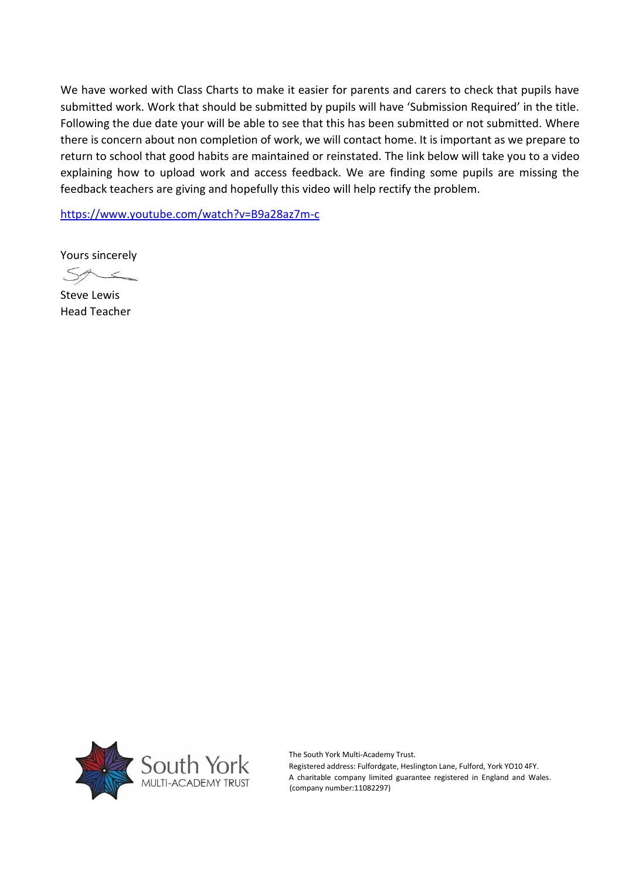We have worked with Class Charts to make it easier for parents and carers to check that pupils have submitted work. Work that should be submitted by pupils will have 'Submission Required' in the title. Following the due date your will be able to see that this has been submitted or not submitted. Where there is concern about non completion of work, we will contact home. It is important as we prepare to return to school that good habits are maintained or reinstated. The link below will take you to a video explaining how to upload work and access feedback. We are finding some pupils are missing the feedback teachers are giving and hopefully this video will help rectify the problem.

https://www.youtube.com/watch?v=B9a28az7m-c

Yours sincerely

Steve Lewis  
Head Teacher

South York MULTI-ACADEMY TRUST

The South York Multi-Academy Trust.  
Registered address: Fulfordgate, Heslington Lane, Fulford, York YO10 4FY.  
A charitable company limited guarantee registered in England and Wales. (company number:11082297)